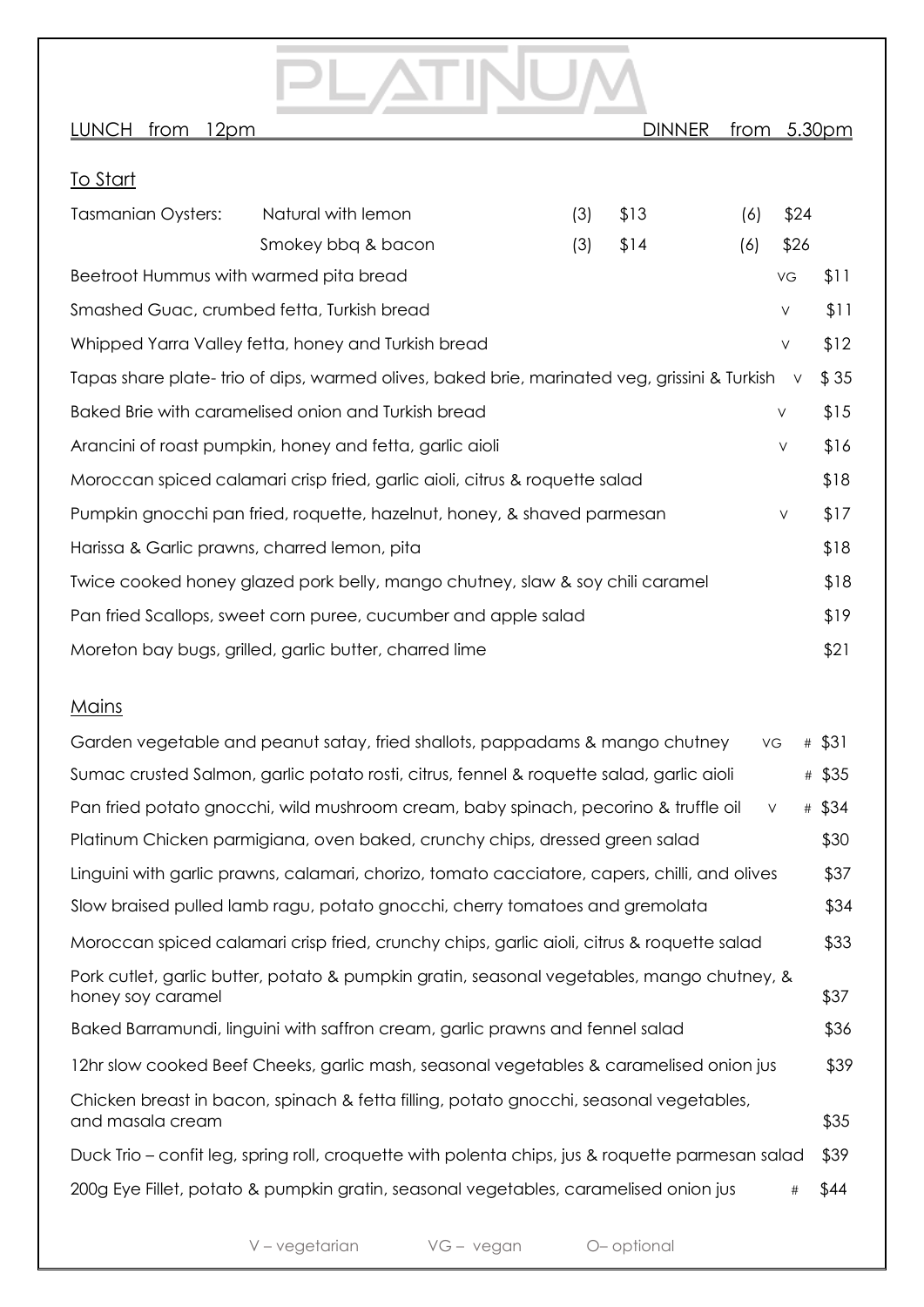# PLATINUM

LUNCH from 12pm | DINNER from 5.30pm

## To Start

| Tasmanian Oysters: | | | | | |
|---|---|---|---|---|---|
| Natural with lemon | (3) | $13 | (6) | $24 |
| Smokey bbq & bacon | (3) | $14 | (6) | $26 |

| Item | Diet | Price |
|---|---|---|
| Beetroot Hummus with warmed pita bread | VG | $11 |
| Smashed Guac, crumbed fetta, Turkish bread | V | $11 |
| Whipped Yarra Valley fetta, honey and Turkish bread | V | $12 |
| Tapas share plate- trio of dips, warmed olives, baked brie, marinated veg, grissini & Turkish | V | $ 35 |
| Baked Brie with caramelised onion and Turkish bread | V | $15 |
| Arancini of roast pumpkin, honey and fetta, garlic aioli | V | $16 |
| Moroccan spiced calamari crisp fried, garlic aioli, citrus & roquette salad | | $18 |
| Pumpkin gnocchi pan fried, roquette, hazelnut, honey, & shaved parmesan | V | $17 |
| Harissa & Garlic prawns, charred lemon, pita | | $18 |
| Twice cooked honey glazed pork belly, mango chutney, slaw & soy chili caramel | | $18 |
| Pan fried Scallops, sweet corn puree, cucumber and apple salad | | $19 |
| Moreton bay bugs, grilled, garlic butter, charred lime | | $21 |

## Mains

| Item | Diet | | Price |
|---|---|---|---|
| Garden vegetable and peanut satay, fried shallots, pappadams & mango chutney | VG | # | $31 |
| Sumac crusted Salmon, garlic potato rosti, citrus, fennel & roquette salad, garlic aioli | | # | $35 |
| Pan fried potato gnocchi, wild mushroom cream, baby spinach, pecorino & truffle oil | V | # | $34 |
| Platinum Chicken parmigiana, oven baked, crunchy chips, dressed green salad | | | $30 |
| Linguini with garlic prawns, calamari, chorizo, tomato cacciatore, capers, chilli, and olives | | | $37 |
| Slow braised pulled lamb ragu, potato gnocchi, cherry tomatoes and gremolata | | | $34 |
| Moroccan spiced calamari crisp fried, crunchy chips, garlic aioli, citrus & roquette salad | | | $33 |
| Pork cutlet, garlic butter, potato & pumpkin gratin, seasonal vegetables, mango chutney, & honey soy caramel | | | $37 |
| Baked Barramundi, linguini with saffron cream, garlic prawns and fennel salad | | | $36 |
| 12hr slow cooked Beef Cheeks, garlic mash, seasonal vegetables & caramelised onion jus | | | $39 |
| Chicken breast in bacon, spinach & fetta filling, potato gnocchi, seasonal vegetables, and masala cream | | | $35 |
| Duck Trio – confit leg, spring roll, croquette with polenta chips, jus & roquette parmesan salad | | | $39 |
| 200g Eye Fillet, potato & pumpkin gratin, seasonal vegetables, caramelised onion jus | | # | $44 |

V – vegetarian VG – vegan O– optional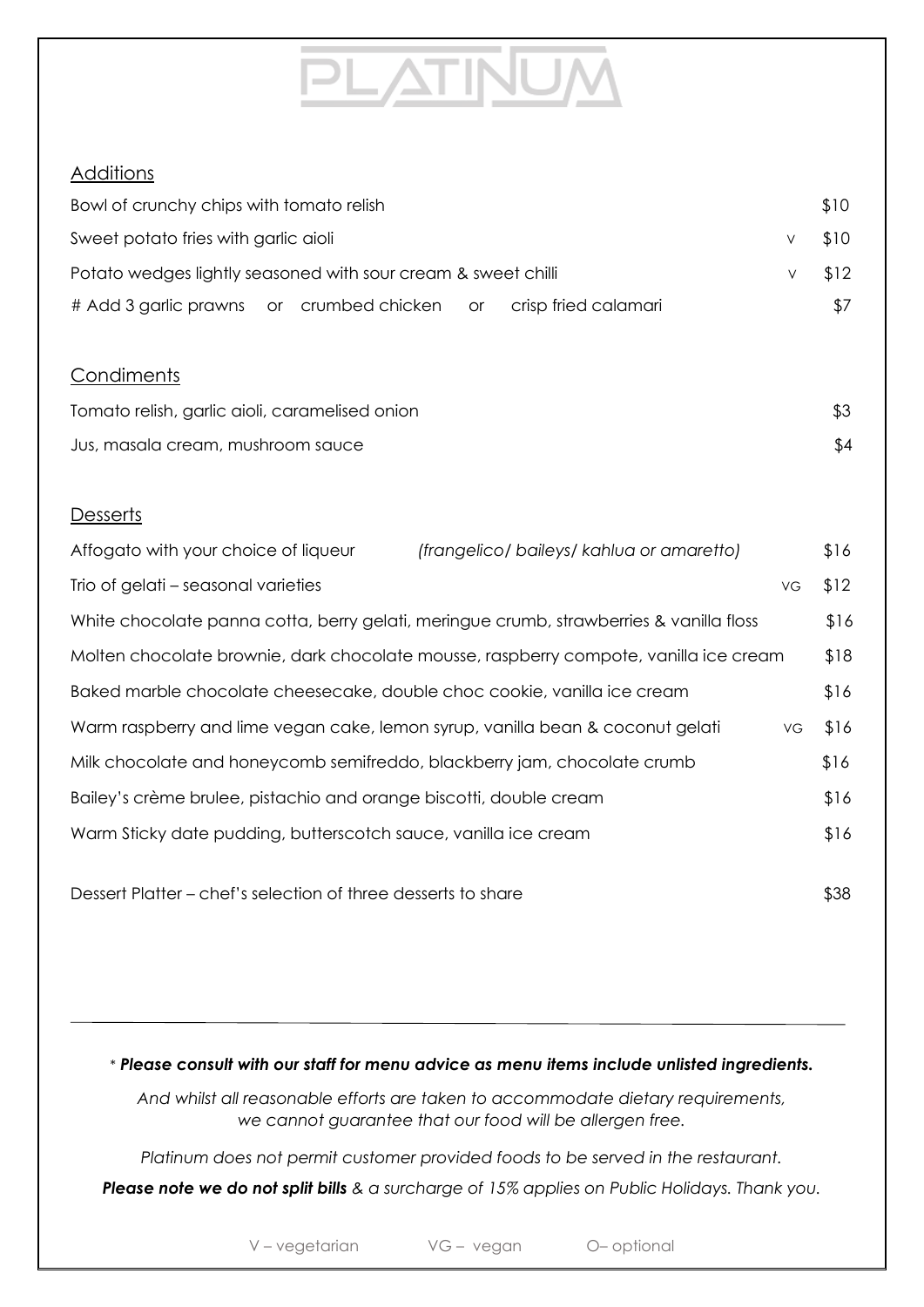# PLATINUM

## Additions

| | | |
|---|---|---|
| Bowl of crunchy chips with tomato relish | | $10 |
| Sweet potato fries with garlic aioli | V | $10 |
| Potato wedges lightly seasoned with sour cream & sweet chilli | V | $12 |
| # Add 3 garlic prawns or crumbed chicken or crisp fried calamari | | $7 |

## Condiments

| | |
|---|---|
| Tomato relish, garlic aioli, caramelised onion | $3 |
| Jus, masala cream, mushroom sauce | $4 |

## Desserts

| | | |
|---|---|---|
| Affogato with your choice of liqueur *(frangelico/ baileys/ kahlua or amaretto)* | | $16 |
| Trio of gelati – seasonal varieties | VG | $12 |
| White chocolate panna cotta, berry gelati, meringue crumb, strawberries & vanilla floss | | $16 |
| Molten chocolate brownie, dark chocolate mousse, raspberry compote, vanilla ice cream | | $18 |
| Baked marble chocolate cheesecake, double choc cookie, vanilla ice cream | | $16 |
| Warm raspberry and lime vegan cake, lemon syrup, vanilla bean & coconut gelati | VG | $16 |
| Milk chocolate and honeycomb semifreddo, blackberry jam, chocolate crumb | | $16 |
| Bailey's crème brulee, pistachio and orange biscotti, double cream | | $16 |
| Warm Sticky date pudding, butterscotch sauce, vanilla ice cream | | $16 |
| Dessert Platter – chef's selection of three desserts to share | | $38 |

---

\* ***Please consult with our staff for menu advice as menu items include unlisted ingredients.***

*And whilst all reasonable efforts are taken to accommodate dietary requirements, we cannot guarantee that our food will be allergen free.*

*Platinum does not permit customer provided foods to be served in the restaurant.*

***Please note we do not split bills** & a surcharge of 15% applies on Public Holidays. Thank you.*

V – vegetarian VG – vegan O– optional